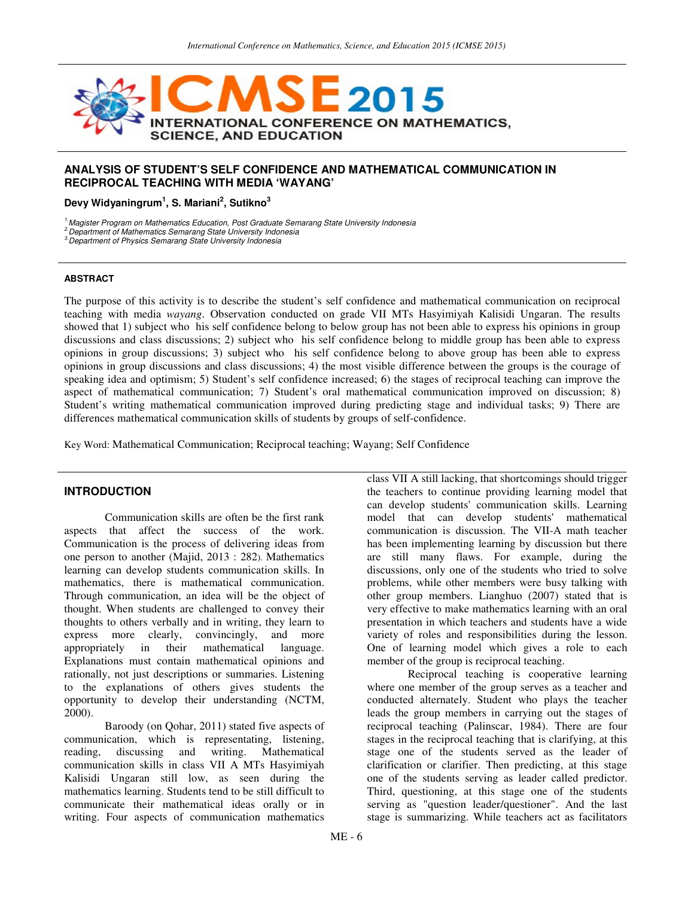# ANALYSIS OF STUDENT'S SELF CONFIDENCE AND MATHEMATICAL COMMUNICATION IN RECIPROCAL TEACHING WITH MEDIA 'WAYANG'

**Devy Widyaningrum[1], S. Mariani[2], Sutikno[3]**

*[1] Magister Program on Mathematics Education, Post Graduate Semarang State University Indonesia*
*[2] Department of Mathematics Semarang State University Indonesia*
*[3] Department of Physics Semarang State University Indonesia*

## ABSTRACT

The purpose of this activity is to describe the student's self confidence and mathematical communication on reciprocal teaching with media *wayang*. Observation conducted on grade VII MTs Hasyimiyah Kalisidi Ungaran. The results showed that 1) subject who his self confidence belong to below group has not been able to express his opinions in group discussions and class discussions; 2) subject who his self confidence belong to middle group has been able to express opinions in group discussions; 3) subject who his self confidence belong to above group has been able to express opinions in group discussions and class discussions; 4) the most visible difference between the groups is the courage of speaking idea and optimism; 5) Student's self confidence increased; 6) the stages of reciprocal teaching can improve the aspect of mathematical communication; 7) Student's oral mathematical communication improved on discussion; 8) Student's writing mathematical communication improved during predicting stage and individual tasks; 9) There are differences mathematical communication skills of students by groups of self-confidence.

Key Word: Mathematical Communication; Reciprocal teaching; Wayang; Self Confidence

## INTRODUCTION

Communication skills are often be the first rank aspects that affect the success of the work. Communication is the process of delivering ideas from one person to another (Majid, 2013 : 282). Mathematics learning can develop students communication skills. In mathematics, there is mathematical communication. Through communication, an idea will be the object of thought. When students are challenged to convey their thoughts to others verbally and in writing, they learn to express more clearly, convincingly, and more appropriately in their mathematical language. Explanations must contain mathematical opinions and rationally, not just descriptions or summaries. Listening to the explanations of others gives students the opportunity to develop their understanding (NCTM, 2000).

Baroody (on Qohar, 2011) stated five aspects of communication, which is representating, listening, reading, discussing and writing. Mathematical communication skills in class VII A MTs Hasyimiyah Kalisidi Ungaran still low, as seen during the mathematics learning. Students tend to be still difficult to communicate their mathematical ideas orally or in writing. Four aspects of communication mathematics class VII A still lacking, that shortcomings should trigger the teachers to continue providing learning model that can develop students' communication skills. Learning model that can develop students' mathematical communication is discussion. The VII-A math teacher has been implementing learning by discussion but there are still many flaws. For example, during the discussions, only one of the students who tried to solve problems, while other members were busy talking with other group members. Lianghuo (2007) stated that is very effective to make mathematics learning with an oral presentation in which teachers and students have a wide variety of roles and responsibilities during the lesson. One of learning model which gives a role to each member of the group is reciprocal teaching.

Reciprocal teaching is cooperative learning where one member of the group serves as a teacher and conducted alternately. Student who plays the teacher leads the group members in carrying out the stages of reciprocal teaching (Palinscar, 1984). There are four stages in the reciprocal teaching that is clarifying, at this stage one of the students served as the leader of clarification or clarifier. Then predicting, at this stage one of the students serving as leader called predictor. Third, questioning, at this stage one of the students serving as "question leader/questioner". And the last stage is summarizing. While teachers act as facilitators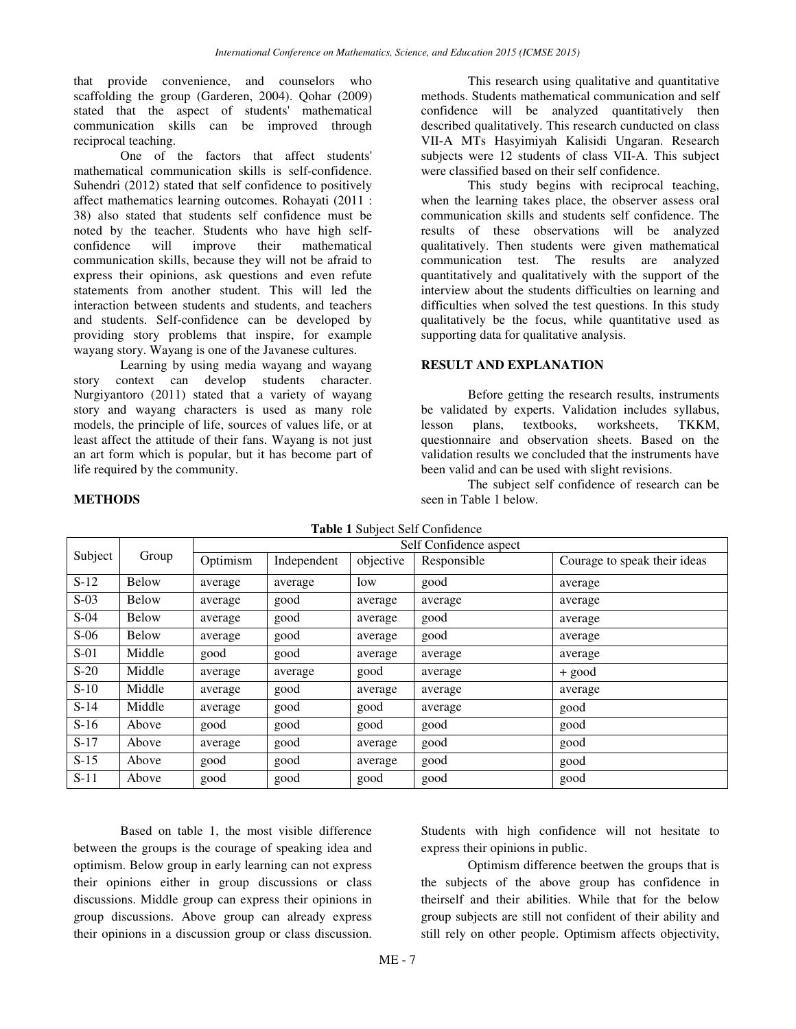that provide convenience, and counselors who scaffolding the group (Garderen, 2004). Qohar (2009) stated that the aspect of students' mathematical communication skills can be improved through reciprocal teaching.

One of the factors that affect students' mathematical communication skills is self-confidence. Suhendri (2012) stated that self confidence to positively affect mathematics learning outcomes. Rohayati (2011 : 38) also stated that students self confidence must be noted by the teacher. Students who have high self-confidence will improve their mathematical communication skills, because they will not be afraid to express their opinions, ask questions and even refute statements from another student. This will led the interaction between students and students, and teachers and students. Self-confidence can be developed by providing story problems that inspire, for example wayang story. Wayang is one of the Javanese cultures.

Learning by using media wayang and wayang story context can develop students character. Nurgiyantoro (2011) stated that a variety of wayang story and wayang characters is used as many role models, the principle of life, sources of values life, or at least affect the attitude of their fans. Wayang is not just an art form which is popular, but it has become part of life required by the community.

## METHODS

This research using qualitative and quantitative methods. Students mathematical communication and self confidence will be analyzed quantitatively then described qualitatively. This research cunducted on class VII-A MTs Hasyimiyah Kalisidi Ungaran. Research subjects were 12 students of class VII-A. This subject were classified based on their self confidence.

This study begins with reciprocal teaching, when the learning takes place, the observer assess oral communication skills and students self confidence. The results of these observations will be analyzed qualitatively. Then students were given mathematical communication test. The results are analyzed quantitatively and qualitatively with the support of the interview about the students difficulties on learning and difficulties when solved the test questions. In this study qualitatively be the focus, while quantitative used as supporting data for qualitative analysis.

## RESULT AND EXPLANATION

Before getting the research results, instruments be validated by experts. Validation includes syllabus, lesson plans, textbooks, worksheets, TKKM, questionnaire and observation sheets. Based on the validation results we concluded that the instruments have been valid and can be used with slight revisions.

The subject self confidence of research can be seen in Table 1 below.

**Table 1** Subject Self Confidence

| Subject | Group | Self Confidence aspect | | | | |
|---|---|---|---|---|---|---|
| | | Optimism | Independent | objective | Responsible | Courage to speak their ideas |
| S-12 | Below | average | average | low | good | average |
| S-03 | Below | average | good | average | average | average |
| S-04 | Below | average | good | average | good | average |
| S-06 | Below | average | good | average | good | average |
| S-01 | Middle | good | good | average | average | average |
| S-20 | Middle | average | average | good | average | + good |
| S-10 | Middle | average | good | average | average | average |
| S-14 | Middle | average | good | good | average | good |
| S-16 | Above | good | good | good | good | good |
| S-17 | Above | average | good | average | good | good |
| S-15 | Above | good | good | average | good | good |
| S-11 | Above | good | good | good | good | good |

Based on table 1, the most visible difference between the groups is the courage of speaking idea and optimism. Below group in early learning can not express their opinions either in group discussions or class discussions. Middle group can express their opinions in group discussions. Above group can already express their opinions in a discussion group or class discussion. Students with high confidence will not hesitate to express their opinions in public.

Optimism difference beetwen the groups that is the subjects of the above group has confidence in theirself and their abilities. While that for the below group subjects are still not confident of their ability and still rely on other people. Optimism affects objectivity,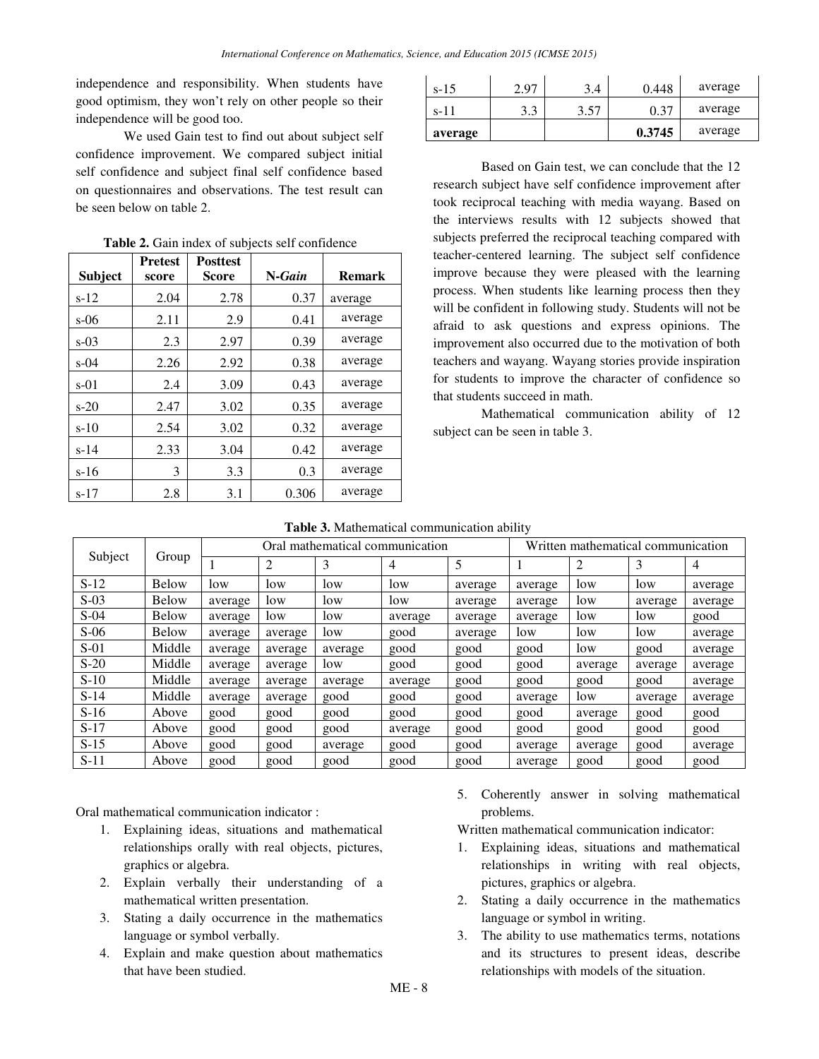independence and responsibility. When students have good optimism, they won't rely on other people so their independence will be good too.

We used Gain test to find out about subject self confidence improvement. We compared subject initial self confidence and subject final self confidence based on questionnaires and observations. The test result can be seen below on table 2.

**Table 2.** Gain index of subjects self confidence

| Subject | Pretest score | Posttest Score | N-*Gain* | Remark |
|---|---|---|---|---|
| s-12 | 2.04 | 2.78 | 0.37 | average |
| s-06 | 2.11 | 2.9 | 0.41 | average |
| s-03 | 2.3 | 2.97 | 0.39 | average |
| s-04 | 2.26 | 2.92 | 0.38 | average |
| s-01 | 2.4 | 3.09 | 0.43 | average |
| s-20 | 2.47 | 3.02 | 0.35 | average |
| s-10 | 2.54 | 3.02 | 0.32 | average |
| s-14 | 2.33 | 3.04 | 0.42 | average |
| s-16 | 3 | 3.3 | 0.3 | average |
| s-17 | 2.8 | 3.1 | 0.306 | average |
| s-15 | 2.97 | 3.4 | 0.448 | average |
| s-11 | 3.3 | 3.57 | 0.37 | average |
| **average** | | | **0.3745** | average |

Based on Gain test, we can conclude that the 12 research subject have self confidence improvement after took reciprocal teaching with media wayang. Based on the interviews results with 12 subjects showed that subjects preferred the reciprocal teaching compared with teacher-centered learning. The subject self confidence improve because they were pleased with the learning process. When students like learning process then they will be confident in following study. Students will not be afraid to ask questions and express opinions. The improvement also occurred due to the motivation of both teachers and wayang. Wayang stories provide inspiration for students to improve the character of confidence so that students succeed in math.

Mathematical communication ability of 12 subject can be seen in table 3.

**Table 3.** Mathematical communication ability

| Subject | Group | Oral mathematical communication | | | | | Written mathematical communication | | | |
|---|---|---|---|---|---|---|---|---|---|---|
| | | 1 | 2 | 3 | 4 | 5 | 1 | 2 | 3 | 4 |
| S-12 | Below | low | low | low | low | average | average | low | low | average |
| S-03 | Below | average | low | low | low | average | average | low | average | average |
| S-04 | Below | average | low | low | average | average | average | low | low | good |
| S-06 | Below | average | average | low | good | average | low | low | low | average |
| S-01 | Middle | average | average | average | good | good | good | low | good | average |
| S-20 | Middle | average | average | low | good | good | good | average | average | average |
| S-10 | Middle | average | average | average | average | good | good | good | good | average |
| S-14 | Middle | average | average | good | good | good | average | low | average | average |
| S-16 | Above | good | good | good | good | good | good | average | good | good |
| S-17 | Above | good | good | good | average | good | good | good | good | good |
| S-15 | Above | good | good | average | good | good | average | average | good | average |
| S-11 | Above | good | good | good | good | good | average | good | good | good |

Oral mathematical communication indicator :

1. Explaining ideas, situations and mathematical relationships orally with real objects, pictures, graphics or algebra.
2. Explain verbally their understanding of a mathematical written presentation.
3. Stating a daily occurrence in the mathematics language or symbol verbally.
4. Explain and make question about mathematics that have been studied.
5. Coherently answer in solving mathematical problems.

Written mathematical communication indicator:

1. Explaining ideas, situations and mathematical relationships in writing with real objects, pictures, graphics or algebra.
2. Stating a daily occurrence in the mathematics language or symbol in writing.
3. The ability to use mathematics terms, notations and its structures to present ideas, describe relationships with models of the situation.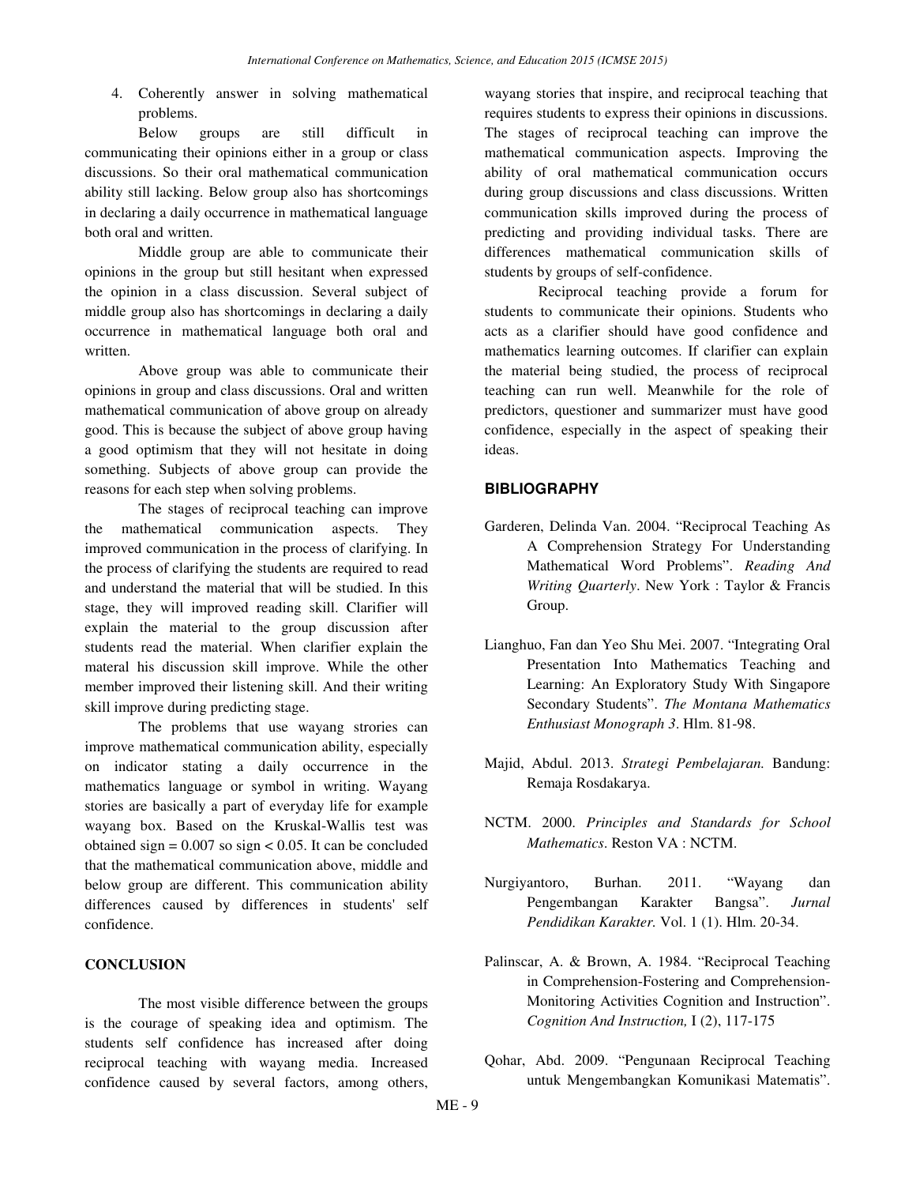4. Coherently answer in solving mathematical problems.

Below groups are still difficult in communicating their opinions either in a group or class discussions. So their oral mathematical communication ability still lacking. Below group also has shortcomings in declaring a daily occurrence in mathematical language both oral and written.

Middle group are able to communicate their opinions in the group but still hesitant when expressed the opinion in a class discussion. Several subject of middle group also has shortcomings in declaring a daily occurrence in mathematical language both oral and written.

Above group was able to communicate their opinions in group and class discussions. Oral and written mathematical communication of above group on already good. This is because the subject of above group having a good optimism that they will not hesitate in doing something. Subjects of above group can provide the reasons for each step when solving problems.

The stages of reciprocal teaching can improve the mathematical communication aspects. They improved communication in the process of clarifying. In the process of clarifying the students are required to read and understand the material that will be studied. In this stage, they will improved reading skill. Clarifier will explain the material to the group discussion after students read the material. When clarifier explain the materal his discussion skill improve. While the other member improved their listening skill. And their writing skill improve during predicting stage.

The problems that use wayang strories can improve mathematical communication ability, especially on indicator stating a daily occurrence in the mathematics language or symbol in writing. Wayang stories are basically a part of everyday life for example wayang box. Based on the Kruskal-Wallis test was obtained sign = 0.007 so sign < 0.05. It can be concluded that the mathematical communication above, middle and below group are different. This communication ability differences caused by differences in students' self confidence.

## CONCLUSION

The most visible difference between the groups is the courage of speaking idea and optimism. The students self confidence has increased after doing reciprocal teaching with wayang media. Increased confidence caused by several factors, among others, wayang stories that inspire, and reciprocal teaching that requires students to express their opinions in discussions. The stages of reciprocal teaching can improve the mathematical communication aspects. Improving the ability of oral mathematical communication occurs during group discussions and class discussions. Written communication skills improved during the process of predicting and providing individual tasks. There are differences mathematical communication skills of students by groups of self-confidence.

Reciprocal teaching provide a forum for students to communicate their opinions. Students who acts as a clarifier should have good confidence and mathematics learning outcomes. If clarifier can explain the material being studied, the process of reciprocal teaching can run well. Meanwhile for the role of predictors, questioner and summarizer must have good confidence, especially in the aspect of speaking their ideas.

## BIBLIOGRAPHY

Garderen, Delinda Van. 2004. "Reciprocal Teaching As A Comprehension Strategy For Understanding Mathematical Word Problems". *Reading And Writing Quarterly*. New York : Taylor & Francis Group.

Lianghuo, Fan dan Yeo Shu Mei. 2007. "Integrating Oral Presentation Into Mathematics Teaching and Learning: An Exploratory Study With Singapore Secondary Students". *The Montana Mathematics Enthusiast Monograph 3*. Hlm. 81-98.

Majid, Abdul. 2013. *Strategi Pembelajaran.* Bandung: Remaja Rosdakarya.

NCTM. 2000. *Principles and Standards for School Mathematics*. Reston VA : NCTM.

Nurgiyantoro, Burhan. 2011. "Wayang dan Pengembangan Karakter Bangsa". *Jurnal Pendidikan Karakter.* Vol. 1 (1). Hlm. 20-34.

Palinscar, A. & Brown, A. 1984. "Reciprocal Teaching in Comprehension-Fostering and Comprehension-Monitoring Activities Cognition and Instruction". *Cognition And Instruction,* I (2), 117-175

Qohar, Abd. 2009. "Pengunaan Reciprocal Teaching untuk Mengembangkan Komunikasi Matematis".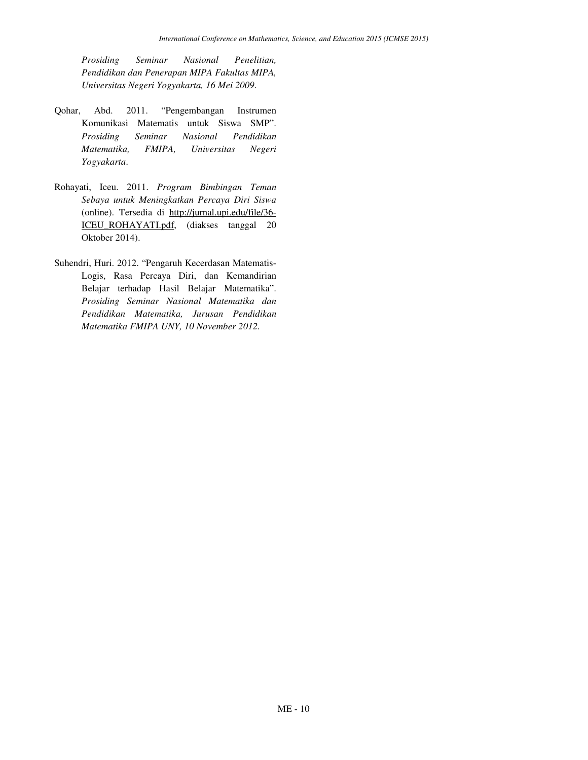*Prosiding Seminar Nasional Penelitian, Pendidikan dan Penerapan MIPA Fakultas MIPA, Universitas Negeri Yogyakarta, 16 Mei 2009*.

Qohar, Abd. 2011. "Pengembangan Instrumen Komunikasi Matematis untuk Siswa SMP". *Prosiding Seminar Nasional Pendidikan Matematika, FMIPA, Universitas Negeri Yogyakarta*.

Rohayati, Iceu. 2011. *Program Bimbingan Teman Sebaya untuk Meningkatkan Percaya Diri Siswa* (online). Tersedia di http://jurnal.upi.edu/file/36-ICEU_ROHAYATI.pdf, (diakses tanggal 20 Oktober 2014).

Suhendri, Huri. 2012. "Pengaruh Kecerdasan Matematis-Logis, Rasa Percaya Diri, dan Kemandirian Belajar terhadap Hasil Belajar Matematika". *Prosiding Seminar Nasional Matematika dan Pendidikan Matematika, Jurusan Pendidikan Matematika FMIPA UNY, 10 November 2012.*